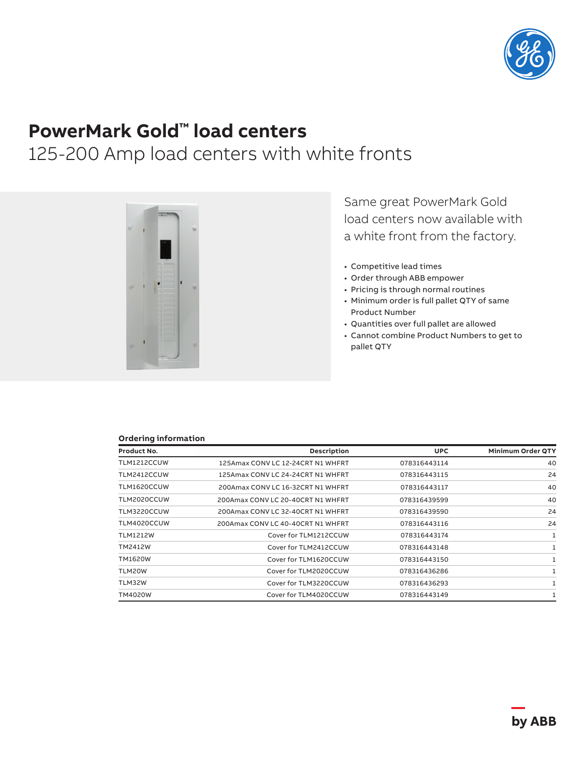# PowerMark Gold™ load centers

## 125-200 Amp load centers with white fronts

Same great PowerMark Gold load centers now available with a white front from the factory.

- Competitive lead times
- Order through ABB empower
- Pricing is through normal routines
- Minimum order is full pallet QTY of same Product Number
- Quantities over full pallet are allowed
- Cannot combine Product Numbers to get to pallet QTY

**Ordering information**

| Product No. | Description | UPC | Minimum Order QTY |
|---|---|---|---|
| TLM1212CCUW | 125Amax CONV LC 12-24CRT N1 WHFRT | 078316443114 | 40 |
| TLM2412CCUW | 125Amax CONV LC 24-24CRT N1 WHFRT | 078316443115 | 24 |
| TLM1620CCUW | 200Amax CONV LC 16-32CRT N1 WHFRT | 078316443117 | 40 |
| TLM2020CCUW | 200Amax CONV LC 20-40CRT N1 WHFRT | 078316439599 | 40 |
| TLM3220CCUW | 200Amax CONV LC 32-40CRT N1 WHFRT | 078316439590 | 24 |
| TLM4020CCUW | 200Amax CONV LC 40-40CRT N1 WHFRT | 078316443116 | 24 |
| TLM1212W | Cover for TLM1212CCUW | 078316443174 | 1 |
| TM2412W | Cover for TLM2412CCUW | 078316443148 | 1 |
| TM1620W | Cover for TLM1620CCUW | 078316443150 | 1 |
| TLM20W | Cover for TLM2020CCUW | 078316436286 | 1 |
| TLM32W | Cover for TLM3220CCUW | 078316436293 | 1 |
| TM4020W | Cover for TLM4020CCUW | 078316443149 | 1 |

by ABB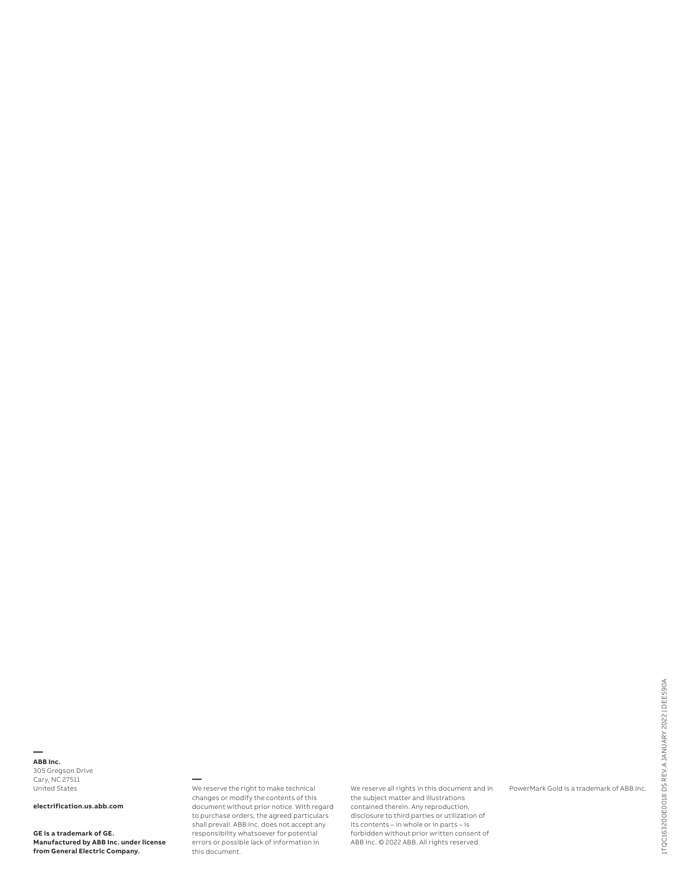**ABB Inc.**
305 Gregson Drive
Cary, NC 27511
United States

**electrification.us.abb.com**

**GE is a trademark of GE.**
**Manufactured by ABB Inc. under license from General Electric Company.**

We reserve the right to make technical changes or modify the contents of this document without prior notice. With regard to purchase orders, the agreed particulars shall prevail. ABB Inc. does not accept any responsibility whatsoever for potential errors or possible lack of information in this document.

We reserve all rights in this document and in the subject matter and illustrations contained therein. Any reproduction, disclosure to third parties or utilization of its contents – in whole or in parts – is forbidden without prior written consent of ABB Inc. © 2022 ABB. All rights reserved.

PowerMark Gold is a trademark of ABB Inc.

1TQC163200E0018 DS REV.A JANUARY 2022 | DEE590A